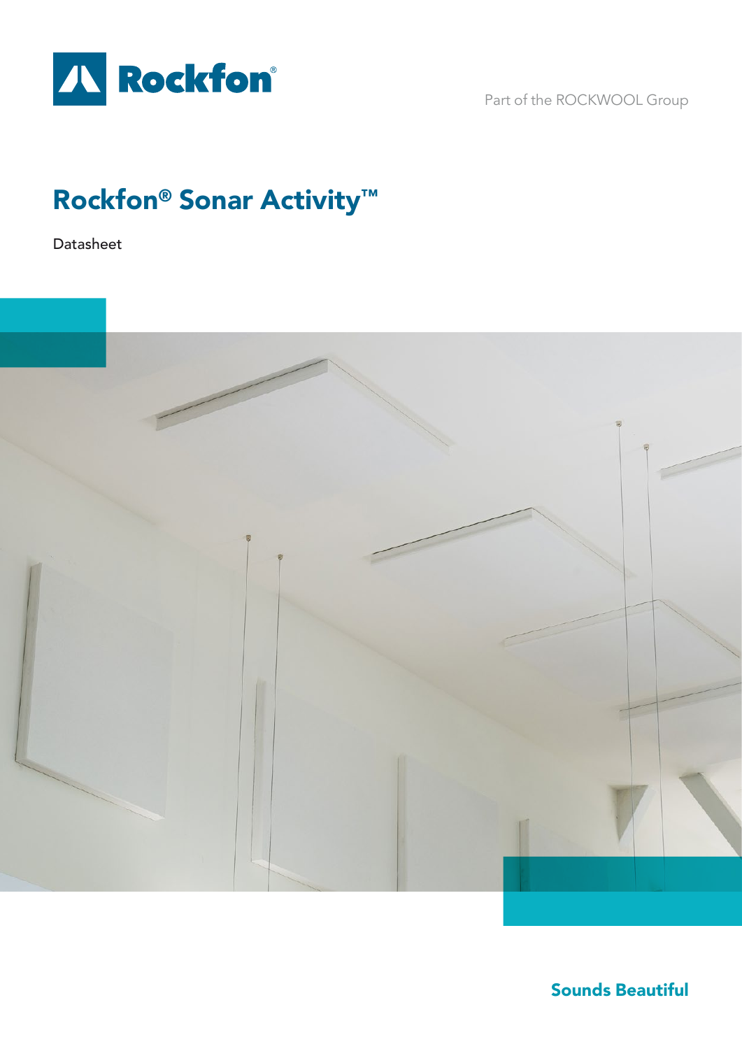Rockfon®

Part of the ROCKWOOL Group

# Rockfon® Sonar Activity™

Datasheet

Sounds Beautiful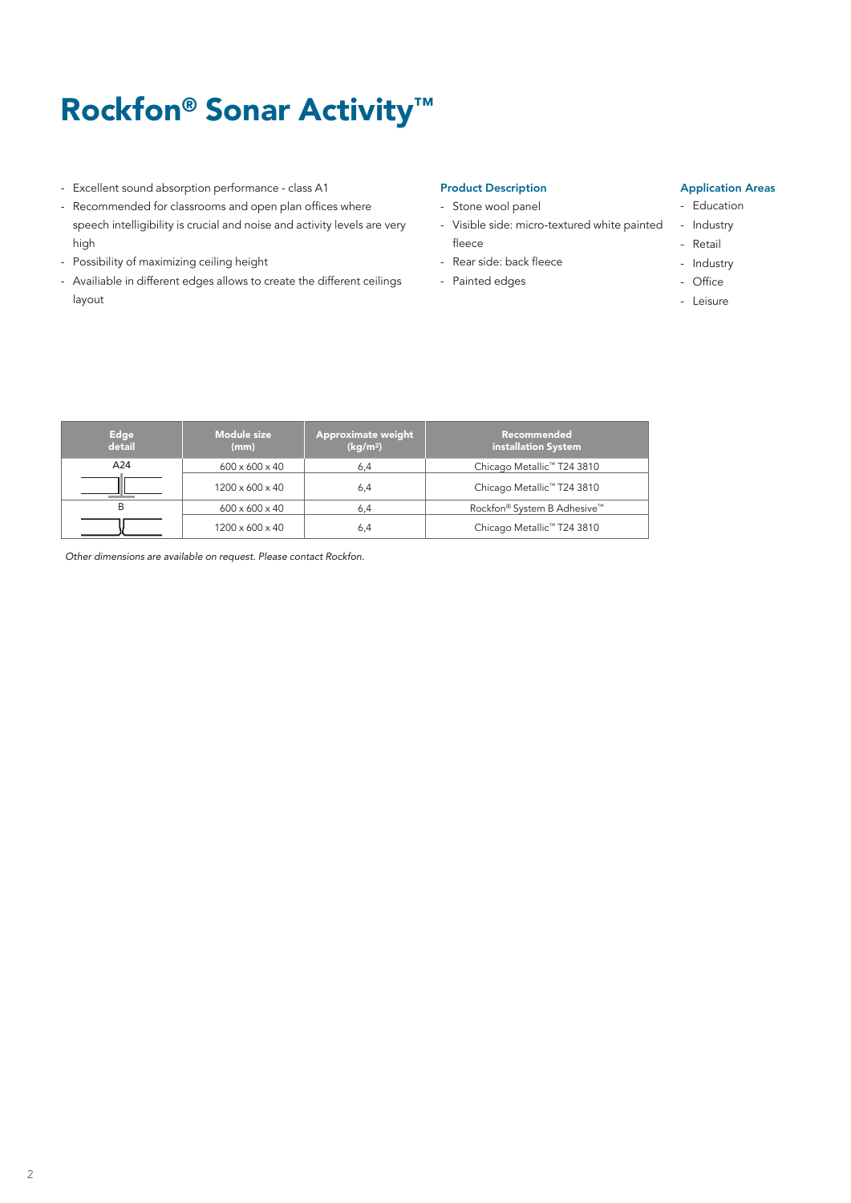# Rockfon® Sonar Activity™

- Excellent sound absorption performance - class A1
- Recommended for classrooms and open plan offices where speech intelligibility is crucial and noise and activity levels are very high
- Possibility of maximizing ceiling height
- Availiable in different edges allows to create the different ceilings layout

### Product Description

- Stone wool panel
- Visible side: micro-textured white painted fleece
- Rear side: back fleece
- Painted edges

### Application Areas

- Education
- Industry
- Retail
- Industry
- Office
- Leisure

| Edge detail | Module size (mm) | Approximate weight (kg/m²) | Recommended installation System |
|---|---|---|---|
| A24 | 600 x 600 x 40 | 6,4 | Chicago Metallic™ T24 3810 |
| | 1200 x 600 x 40 | 6,4 | Chicago Metallic™ T24 3810 |
| B | 600 x 600 x 40 | 6,4 | Rockfon® System B Adhesive™ |
| | 1200 x 600 x 40 | 6,4 | Chicago Metallic™ T24 3810 |

*Other dimensions are available on request. Please contact Rockfon.*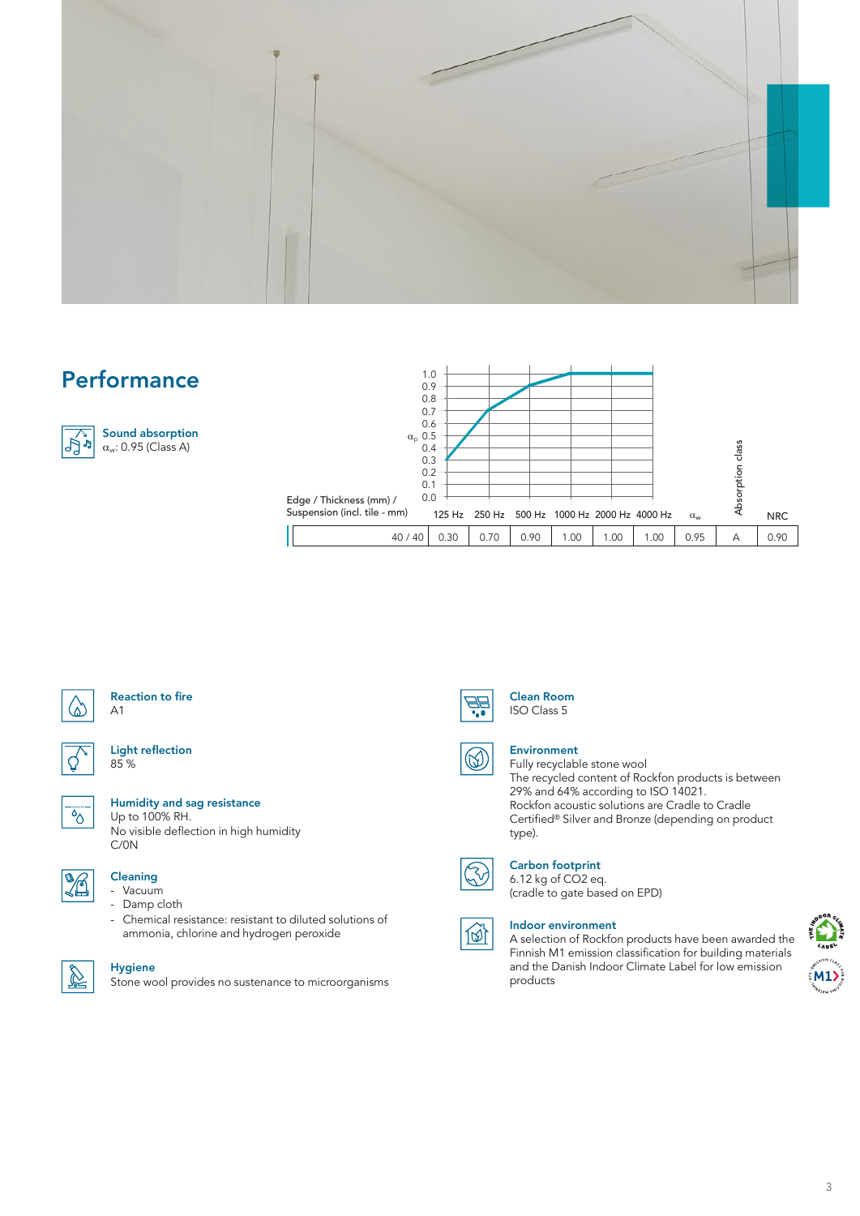## Performance

**Sound absorption**
$\alpha_w$: 0.95 (Class A)

| Edge / Thickness (mm) / Suspension (incl. tile - mm) | 125 Hz | 250 Hz | 500 Hz | 1000 Hz | 2000 Hz | 4000 Hz | $\alpha_w$ | Absorption class | NRC |
|---|---|---|---|---|---|---|---|---|---|
| 40 / 40 | 0.30 | 0.70 | 0.90 | 1.00 | 1.00 | 1.00 | 0.95 | A | 0.90 |

**Reaction to fire**
A1

**Light reflection**
85 %

**Humidity and sag resistance**
Up to 100% RH.
No visible deflection in high humidity
C/0N

**Cleaning**
- Vacuum
- Damp cloth
- Chemical resistance: resistant to diluted solutions of ammonia, chlorine and hydrogen peroxide

**Hygiene**
Stone wool provides no sustenance to microorganisms

**Clean Room**
ISO Class 5

**Environment**
Fully recyclable stone wool
The recycled content of Rockfon products is between 29% and 64% according to ISO 14021.
Rockfon acoustic solutions are Cradle to Cradle Certified® Silver and Bronze (depending on product type).

**Carbon footprint**
6.12 kg of $CO_2$ eq.
(cradle to gate based on EPD)

**Indoor environment**
A selection of Rockfon products have been awarded the Finnish M1 emission classification for building materials and the Danish Indoor Climate Label for low emission products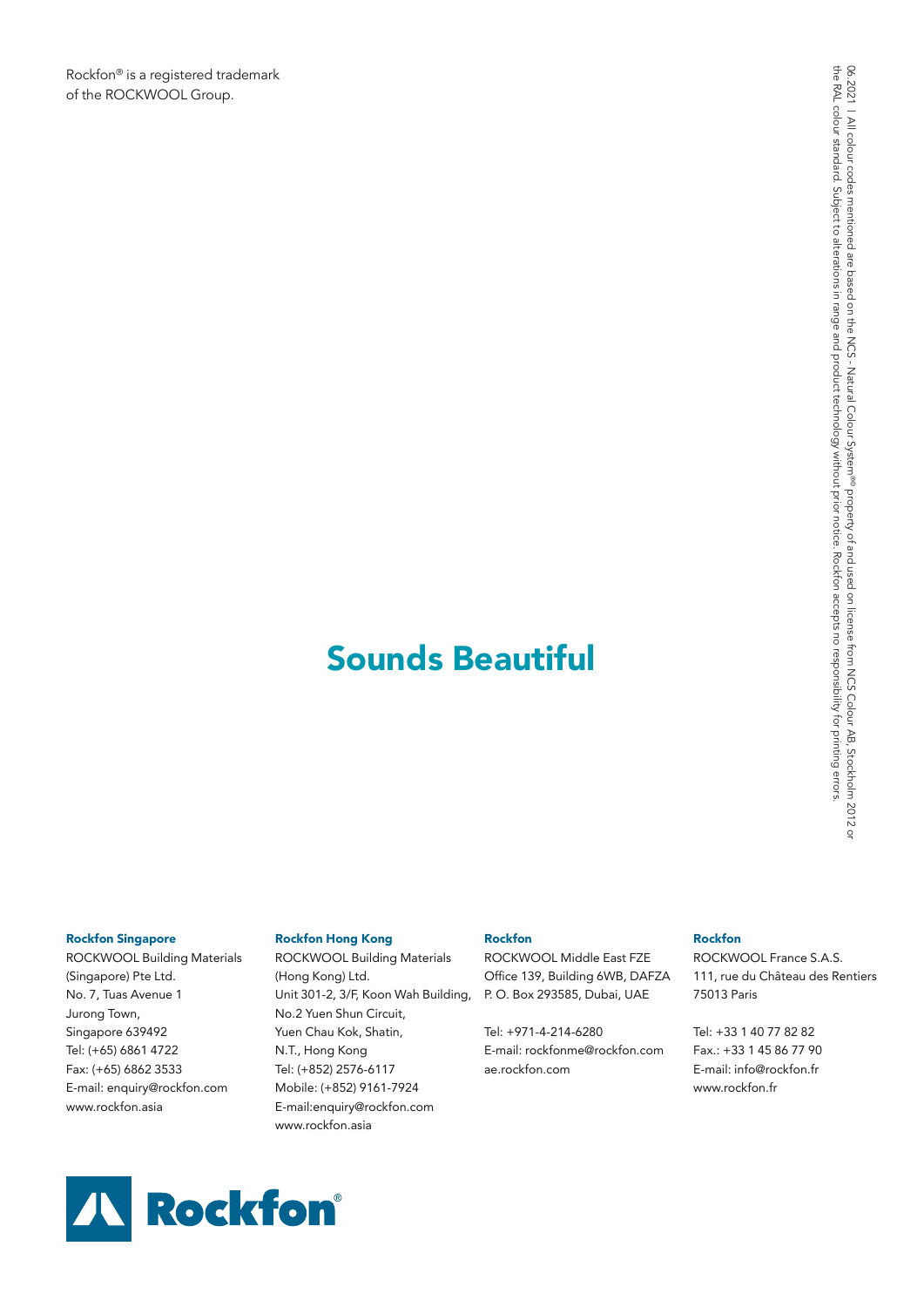Rockfon® is a registered trademark of the ROCKWOOL Group.

06.2021 | All colour codes mentioned are based on the NCS - Natural Colour System®© property of and used on license from NCS Colour AB, Stockholm 2012 or the RAL colour standard. Subject to alterations in range and product technology without prior notice. Rockfon accepts no responsibility for printing errors.

# Sounds Beautiful

**Rockfon Singapore**
ROCKWOOL Building Materials (Singapore) Pte Ltd.
No. 7, Tuas Avenue 1
Jurong Town,
Singapore 639492
Tel: (+65) 6861 4722
Fax: (+65) 6862 3533
E-mail: enquiry@rockfon.com
www.rockfon.asia

**Rockfon Hong Kong**
ROCKWOOL Building Materials (Hong Kong) Ltd.
Unit 301-2, 3/F, Koon Wah Building,
No.2 Yuen Shun Circuit,
Yuen Chau Kok, Shatin,
N.T., Hong Kong
Tel: (+852) 2576-6117
Mobile: (+852) 9161-7924
E-mail:enquiry@rockfon.com
www.rockfon.asia

**Rockfon**
ROCKWOOL Middle East FZE
Office 139, Building 6WB, DAFZA
P. O. Box 293585, Dubai, UAE

Tel: +971-4-214-6280
E-mail: rockfonme@rockfon.com
ae.rockfon.com

**Rockfon**
ROCKWOOL France S.A.S.
111, rue du Château des Rentiers
75013 Paris

Tel: +33 1 40 77 82 82
Fax.: +33 1 45 86 77 90
E-mail: info@rockfon.fr
www.rockfon.fr

Rockfon®